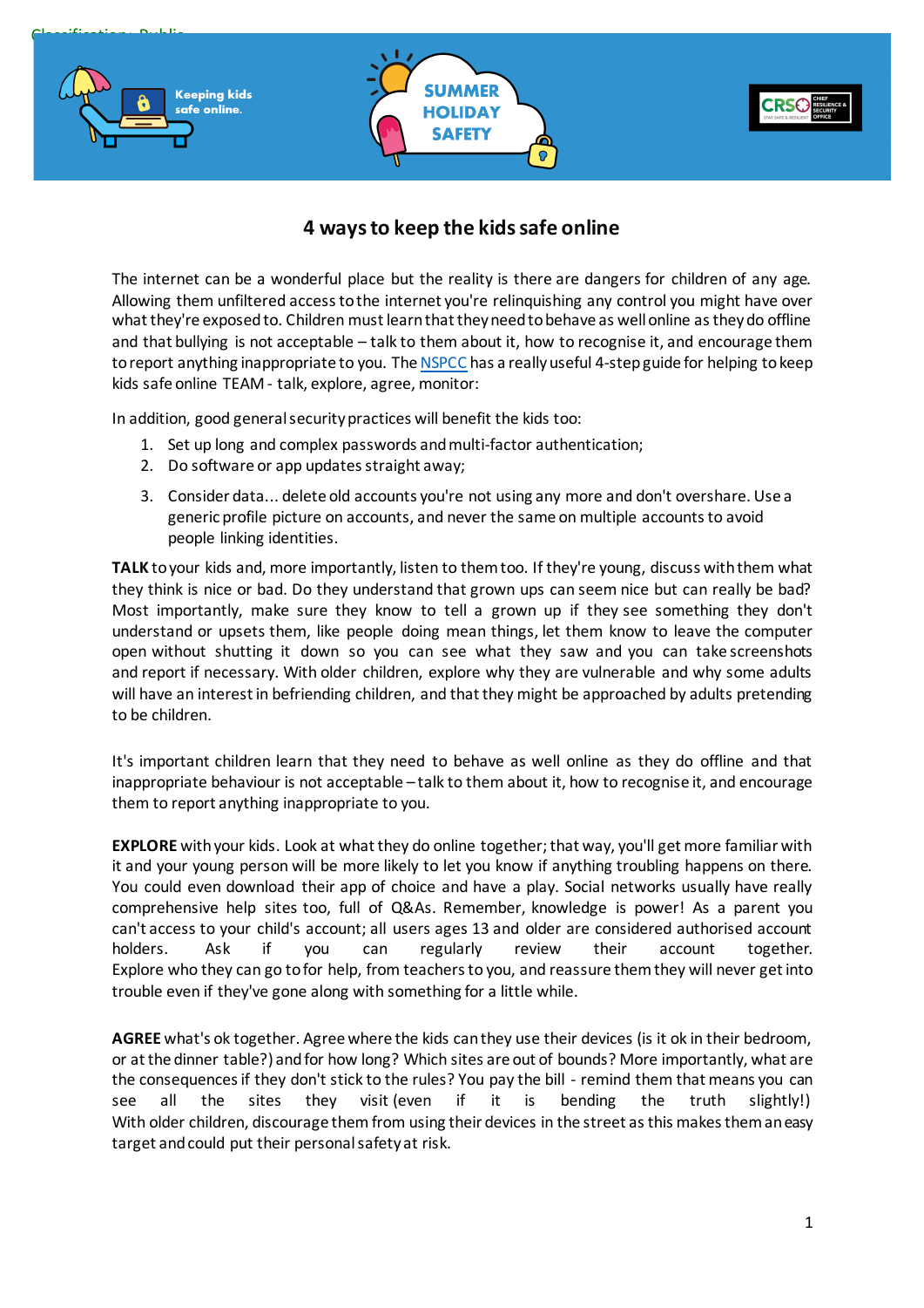Classification: Public

Keeping kids safe online.

SUMMER HOLIDAY SAFETY

# 4 ways to keep the kids safe online

The internet can be a wonderful place but the reality is there are dangers for children of any age. Allowing them unfiltered access to the internet you're relinquishing any control you might have over what they're exposed to. Children must learn that they need to behave as well online as they do offline and that bullying is not acceptable – talk to them about it, how to recognise it, and encourage them to report anything inappropriate to you. The [NSPCC] has a really useful 4-step guide for helping to keep kids safe online TEAM - talk, explore, agree, monitor:

In addition, good general security practices will benefit the kids too:

1. Set up long and complex passwords and multi-factor authentication;
2. Do software or app updates straight away;
3. Consider data... delete old accounts you're not using any more and don't overshare. Use a generic profile picture on accounts, and never the same on multiple accounts to avoid people linking identities.

**TALK** to your kids and, more importantly, listen to them too. If they're young, discuss with them what they think is nice or bad. Do they understand that grown ups can seem nice but can really be bad? Most importantly, make sure they know to tell a grown up if they see something they don't understand or upsets them, like people doing mean things, let them know to leave the computer open without shutting it down so you can see what they saw and you can take screenshots and report if necessary. With older children, explore why they are vulnerable and why some adults will have an interest in befriending children, and that they might be approached by adults pretending to be children.

It's important children learn that they need to behave as well online as they do offline and that inappropriate behaviour is not acceptable – talk to them about it, how to recognise it, and encourage them to report anything inappropriate to you.

**EXPLORE** with your kids. Look at what they do online together; that way, you'll get more familiar with it and your young person will be more likely to let you know if anything troubling happens on there. You could even download their app of choice and have a play. Social networks usually have really comprehensive help sites too, full of Q&As. Remember, knowledge is power! As a parent you can't access to your child's account; all users ages 13 and older are considered authorised account holders. Ask if you can regularly review their account together. Explore who they can go to for help, from teachers to you, and reassure them they will never get into trouble even if they've gone along with something for a little while.

**AGREE** what's ok together. Agree where the kids can they use their devices (is it ok in their bedroom, or at the dinner table?) and for how long? Which sites are out of bounds? More importantly, what are the consequences if they don't stick to the rules? You pay the bill - remind them that means you can see all the sites they visit (even if it is bending the truth slightly!) With older children, discourage them from using their devices in the street as this makes them an easy target and could put their personal safety at risk.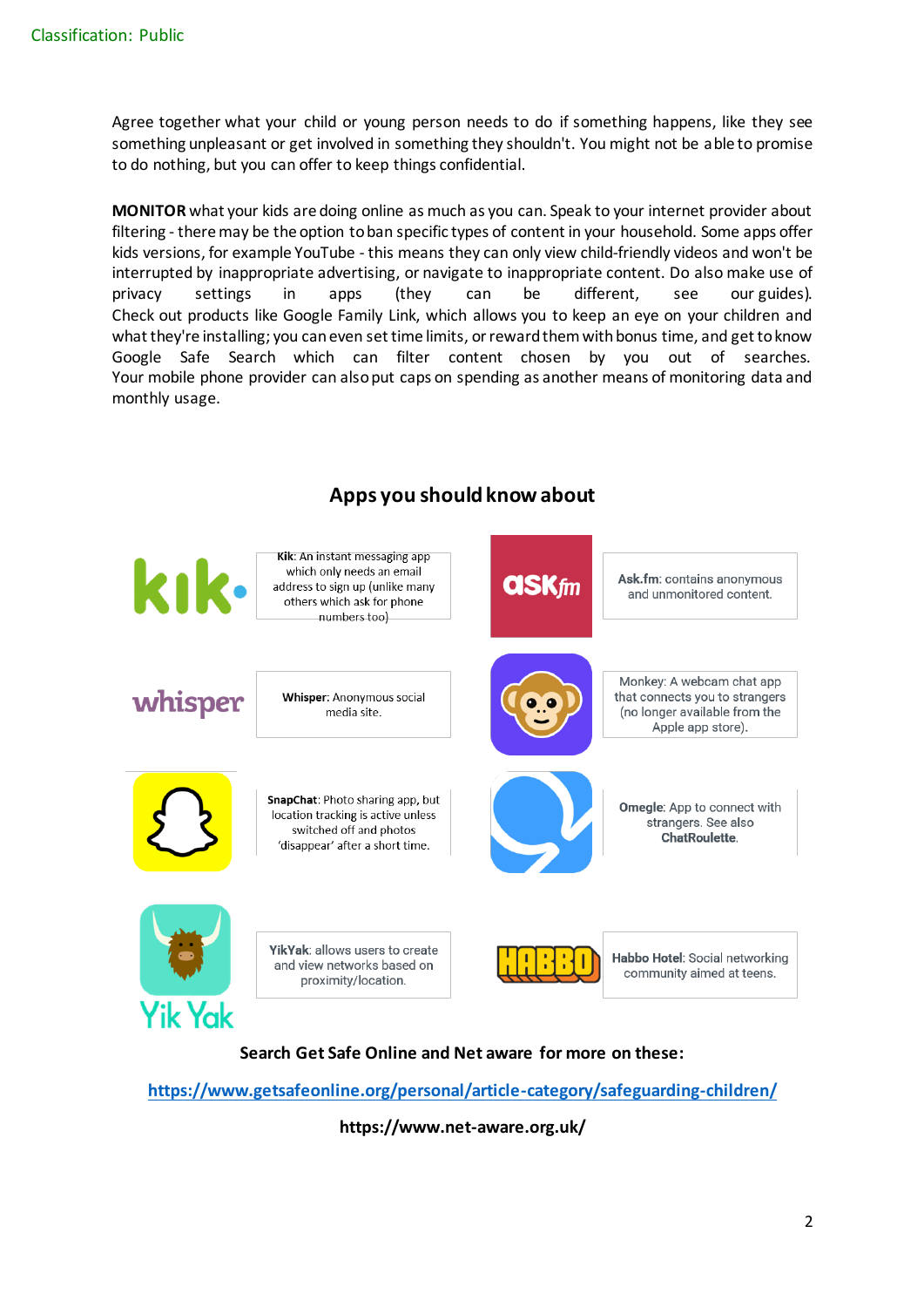Agree together what your child or young person needs to do if something happens, like they see something unpleasant or get involved in something they shouldn't. You might not be able to promise to do nothing, but you can offer to keep things confidential.

**MONITOR** what your kids are doing online as much as you can. Speak to your internet provider about filtering - there may be the option to ban specific types of content in your household. Some apps offer kids versions, for example YouTube - this means they can only view child-friendly videos and won't be interrupted by inappropriate advertising, or navigate to inappropriate content. Do also make use of privacy settings in apps (they can be different, see our guides). Check out products like Google Family Link, which allows you to keep an eye on your children and what they're installing; you can even set time limits, or reward them with bonus time, and get to know Google Safe Search which can filter content chosen by you out of searches. Your mobile phone provider can also put caps on spending as another means of monitoring data and monthly usage.

## Apps you should know about

**Kik**: An instant messaging app which only needs an email address to sign up (unlike many others which ask for phone numbers too)

**Ask.fm**: contains anonymous and unmonitored content.

**Whisper**: Anonymous social media site.

Monkey: A webcam chat app that connects you to strangers (no longer available from the Apple app store).

**SnapChat**: Photo sharing app, but location tracking is active unless switched off and photos 'disappear' after a short time.

**Omegle**: App to connect with strangers. See also **ChatRoulette**.

**YikYak**: allows users to create and view networks based on proximity/location.

**Habbo Hotel**: Social networking community aimed at teens.

**Search Get Safe Online and Net aware for more on these:**

https://www.getsafeonline.org/personal/article-category/safeguarding-children/

**https://www.net-aware.org.uk/**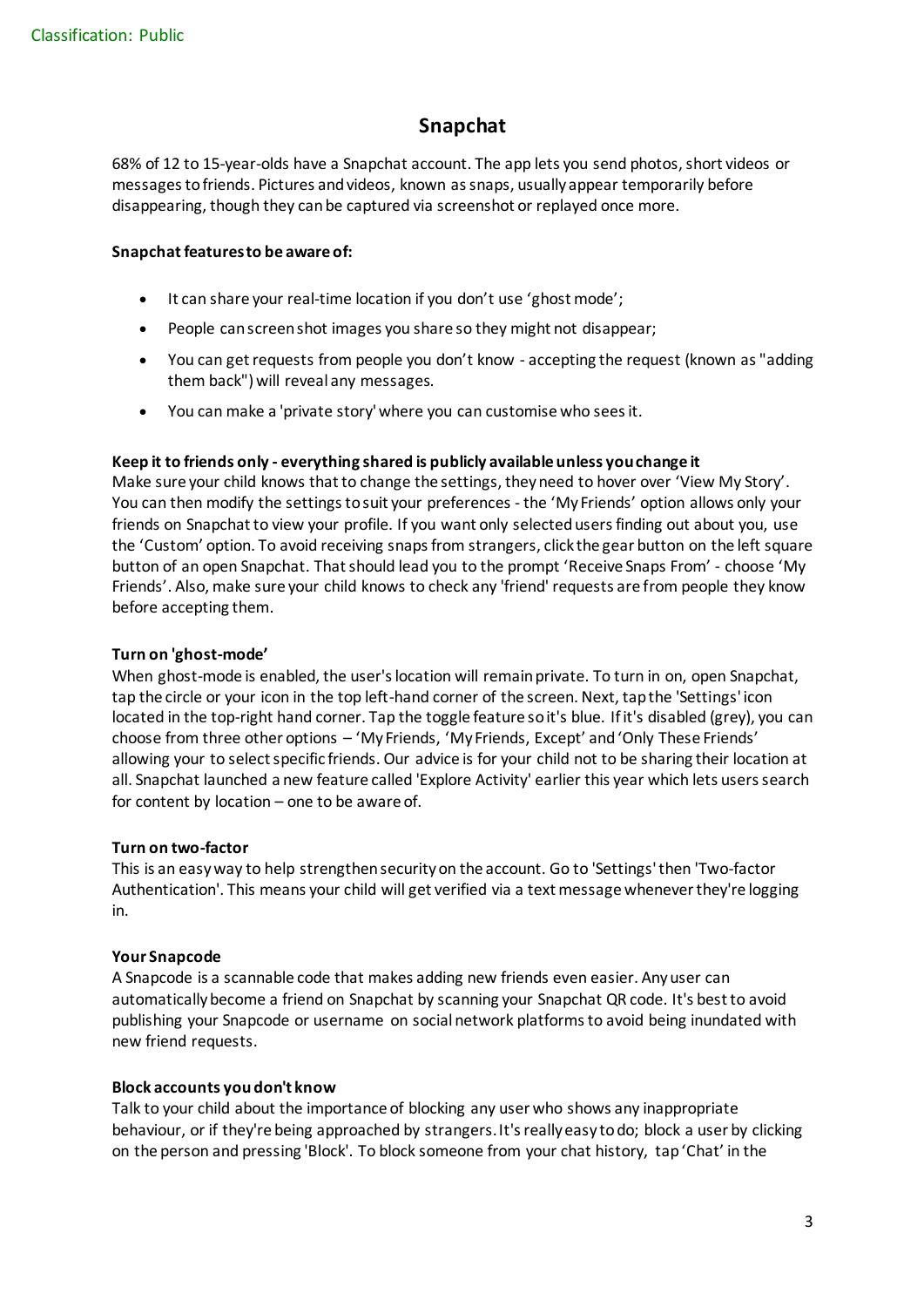# Snapchat

68% of 12 to 15-year-olds have a Snapchat account. The app lets you send photos, short videos or messages to friends. Pictures and videos, known as snaps, usually appear temporarily before disappearing, though they can be captured via screenshot or replayed once more.

**Snapchat features to be aware of:**

- It can share your real-time location if you don't use 'ghost mode';
- People can screenshot images you share so they might not disappear;
- You can get requests from people you don't know - accepting the request (known as "adding them back") will reveal any messages.
- You can make a 'private story' where you can customise who sees it.

**Keep it to friends only - everything shared is publicly available unless you change it**
Make sure your child knows that to change the settings, they need to hover over 'View My Story'. You can then modify the settings to suit your preferences - the 'My Friends' option allows only your friends on Snapchat to view your profile. If you want only selected users finding out about you, use the 'Custom' option. To avoid receiving snaps from strangers, click the gear button on the left square button of an open Snapchat. That should lead you to the prompt 'Receive Snaps From' - choose 'My Friends'. Also, make sure your child knows to check any 'friend' requests are from people they know before accepting them.

**Turn on 'ghost-mode'**
When ghost-mode is enabled, the user's location will remain private. To turn in on, open Snapchat, tap the circle or your icon in the top left-hand corner of the screen. Next, tap the 'Settings' icon located in the top-right hand corner. Tap the toggle feature so it's blue. If it's disabled (grey), you can choose from three other options – 'My Friends, 'My Friends, Except' and 'Only These Friends' allowing your to select specific friends. Our advice is for your child not to be sharing their location at all. Snapchat launched a new feature called 'Explore Activity' earlier this year which lets users search for content by location – one to be aware of.

**Turn on two-factor**
This is an easy way to help strengthen security on the account. Go to 'Settings' then 'Two-factor Authentication'. This means your child will get verified via a text message whenever they're logging in.

**Your Snapcode**
A Snapcode is a scannable code that makes adding new friends even easier. Any user can automatically become a friend on Snapchat by scanning your Snapchat QR code. It's best to avoid publishing your Snapcode or username on social network platforms to avoid being inundated with new friend requests.

**Block accounts you don't know**
Talk to your child about the importance of blocking any user who shows any inappropriate behaviour, or if they're being approached by strangers. It's really easy to do; block a user by clicking on the person and pressing 'Block'. To block someone from your chat history, tap 'Chat' in the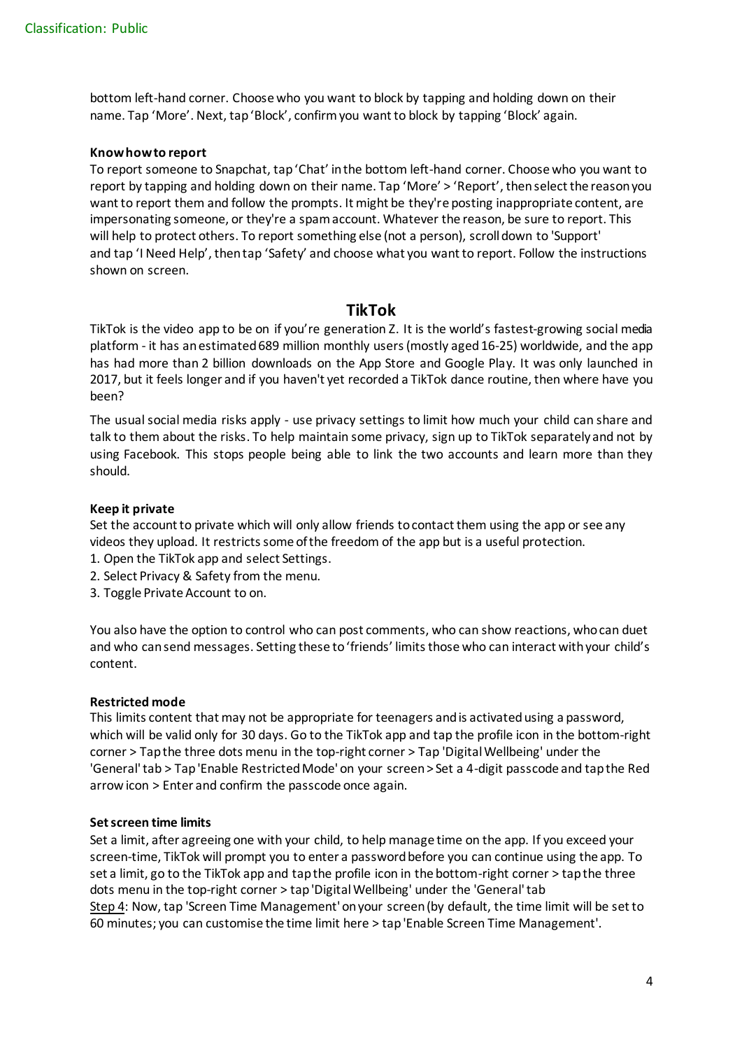bottom left-hand corner. Choose who you want to block by tapping and holding down on their name. Tap 'More'. Next, tap 'Block', confirm you want to block by tapping 'Block' again.

**Know how to report**

To report someone to Snapchat, tap 'Chat' in the bottom left-hand corner. Choose who you want to report by tapping and holding down on their name. Tap 'More' > 'Report', then select the reason you want to report them and follow the prompts. It might be they're posting inappropriate content, are impersonating someone, or they're a spam account. Whatever the reason, be sure to report. This will help to protect others. To report something else (not a person), scroll down to 'Support' and tap 'I Need Help', then tap 'Safety' and choose what you want to report. Follow the instructions shown on screen.

## TikTok

TikTok is the video app to be on if you're generation Z. It is the world's fastest-growing social media platform - it has an estimated 689 million monthly users (mostly aged 16-25) worldwide, and the app has had more than 2 billion downloads on the App Store and Google Play. It was only launched in 2017, but it feels longer and if you haven't yet recorded a TikTok dance routine, then where have you been?

The usual social media risks apply - use privacy settings to limit how much your child can share and talk to them about the risks. To help maintain some privacy, sign up to TikTok separately and not by using Facebook. This stops people being able to link the two accounts and learn more than they should.

**Keep it private**

Set the account to private which will only allow friends to contact them using the app or see any videos they upload. It restricts some of the freedom of the app but is a useful protection.

1. Open the TikTok app and select Settings.
2. Select Privacy & Safety from the menu.
3. Toggle Private Account to on.

You also have the option to control who can post comments, who can show reactions, who can duet and who can send messages. Setting these to 'friends' limits those who can interact with your child's content.

**Restricted mode**

This limits content that may not be appropriate for teenagers and is activated using a password, which will be valid only for 30 days. Go to the TikTok app and tap the profile icon in the bottom-right corner > Tap the three dots menu in the top-right corner > Tap 'Digital Wellbeing' under the 'General' tab > Tap 'Enable Restricted Mode' on your screen > Set a 4-digit passcode and tap the Red arrow icon > Enter and confirm the passcode once again.

**Set screen time limits**

Set a limit, after agreeing one with your child, to help manage time on the app. If you exceed your screen-time, TikTok will prompt you to enter a password before you can continue using the app. To set a limit, go to the TikTok app and tap the profile icon in the bottom-right corner > tap the three dots menu in the top-right corner > tap 'Digital Wellbeing' under the 'General' tab
Step 4: Now, tap 'Screen Time Management' on your screen (by default, the time limit will be set to 60 minutes; you can customise the time limit here > tap 'Enable Screen Time Management'.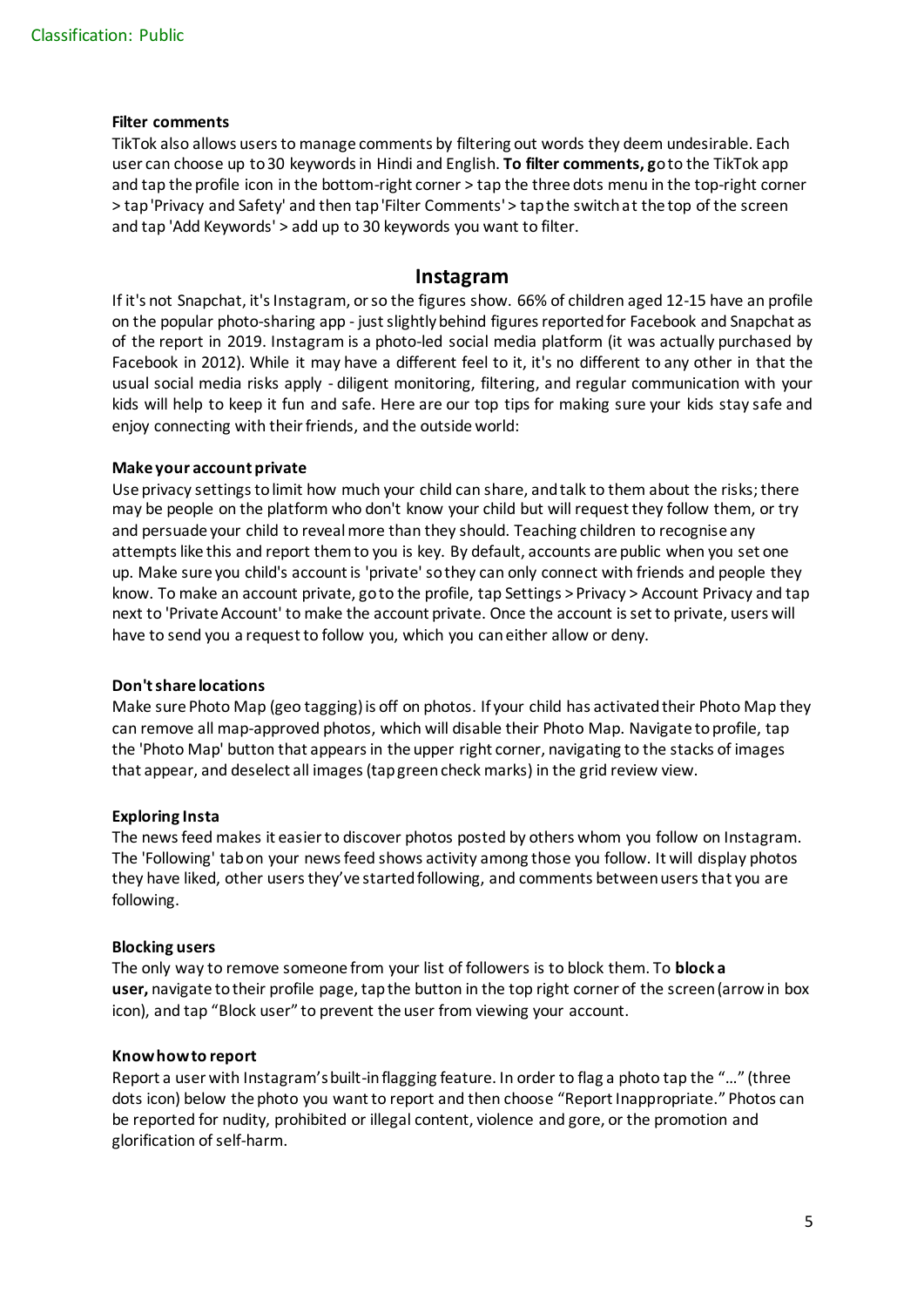Classification: Public

**Filter comments**

TikTok also allows users to manage comments by filtering out words they deem undesirable. Each user can choose up to 30 keywords in Hindi and English. **To filter comments, g**o to the TikTok app and tap the profile icon in the bottom-right corner > tap the three dots menu in the top-right corner > tap 'Privacy and Safety' and then tap 'Filter Comments' > tap the switch at the top of the screen and tap 'Add Keywords' > add up to 30 keywords you want to filter.

## Instagram

If it's not Snapchat, it's Instagram, or so the figures show. 66% of children aged 12-15 have an profile on the popular photo-sharing app - just slightly behind figures reported for Facebook and Snapchat as of the report in 2019. Instagram is a photo-led social media platform (it was actually purchased by Facebook in 2012). While it may have a different feel to it, it's no different to any other in that the usual social media risks apply - diligent monitoring, filtering, and regular communication with your kids will help to keep it fun and safe. Here are our top tips for making sure your kids stay safe and enjoy connecting with their friends, and the outside world:

**Make your account private**

Use privacy settings to limit how much your child can share, and talk to them about the risks; there may be people on the platform who don't know your child but will request they follow them, or try and persuade your child to reveal more than they should. Teaching children to recognise any attempts like this and report them to you is key. By default, accounts are public when you set one up. Make sure you child's account is 'private' so they can only connect with friends and people they know. To make an account private, go to the profile, tap Settings > Privacy > Account Privacy and tap next to 'Private Account' to make the account private. Once the account is set to private, users will have to send you a request to follow you, which you can either allow or deny.

**Don't share locations**

Make sure Photo Map (geo tagging) is off on photos. If your child has activated their Photo Map they can remove all map-approved photos, which will disable their Photo Map. Navigate to profile, tap the 'Photo Map' button that appears in the upper right corner, navigating to the stacks of images that appear, and deselect all images (tap green check marks) in the grid review view.

**Exploring Insta**

The news feed makes it easier to discover photos posted by others whom you follow on Instagram. The 'Following' tab on your news feed shows activity among those you follow. It will display photos they have liked, other users they've started following, and comments between users that you are following.

**Blocking users**

The only way to remove someone from your list of followers is to block them. To **block a user,** navigate to their profile page, tap the button in the top right corner of the screen (arrow in box icon), and tap "Block user" to prevent the user from viewing your account.

**Know how to report**

Report a user with Instagram's built-in flagging feature. In order to flag a photo tap the "…" (three dots icon) below the photo you want to report and then choose "Report Inappropriate." Photos can be reported for nudity, prohibited or illegal content, violence and gore, or the promotion and glorification of self-harm.